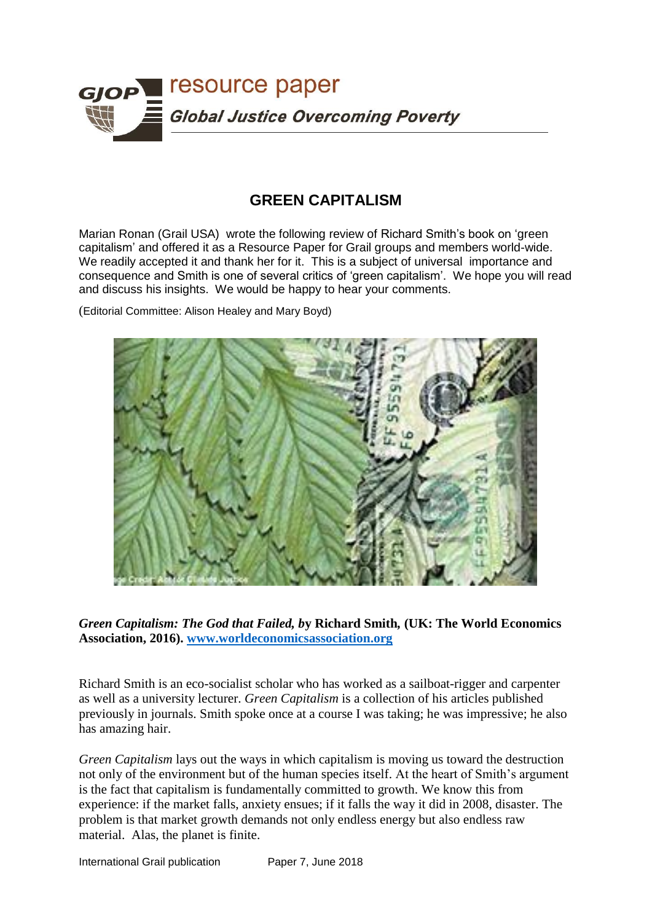resource paper

**Global Justice Overcoming Poverty**

# GREEN CAPITALISM

Marian Ronan (Grail USA) wrote the following review of Richard Smith's book on 'green capitalism' and offered it as a Resource Paper for Grail groups and members world-wide. We readily accepted it and thank her for it. This is a subject of universal importance and consequence and Smith is one of several critics of 'green capitalism'. We hope you will read and discuss his insights. We would be happy to hear your comments.

(Editorial Committee: Alison Healey and Mary Boyd)

***Green Capitalism: The God that Failed,* by Richard Smith, (UK: The World Economics Association, 2016). [www.worldeconomicsassociation.org](http://www.worldeconomicsassociation.org)**

Richard Smith is an eco-socialist scholar who has worked as a sailboat-rigger and carpenter as well as a university lecturer. *Green Capitalism* is a collection of his articles published previously in journals. Smith spoke once at a course I was taking; he was impressive; he also has amazing hair.

*Green Capitalism* lays out the ways in which capitalism is moving us toward the destruction not only of the environment but of the human species itself. At the heart of Smith's argument is the fact that capitalism is fundamentally committed to growth. We know this from experience: if the market falls, anxiety ensues; if it falls the way it did in 2008, disaster. The problem is that market growth demands not only endless energy but also endless raw material. Alas, the planet is finite.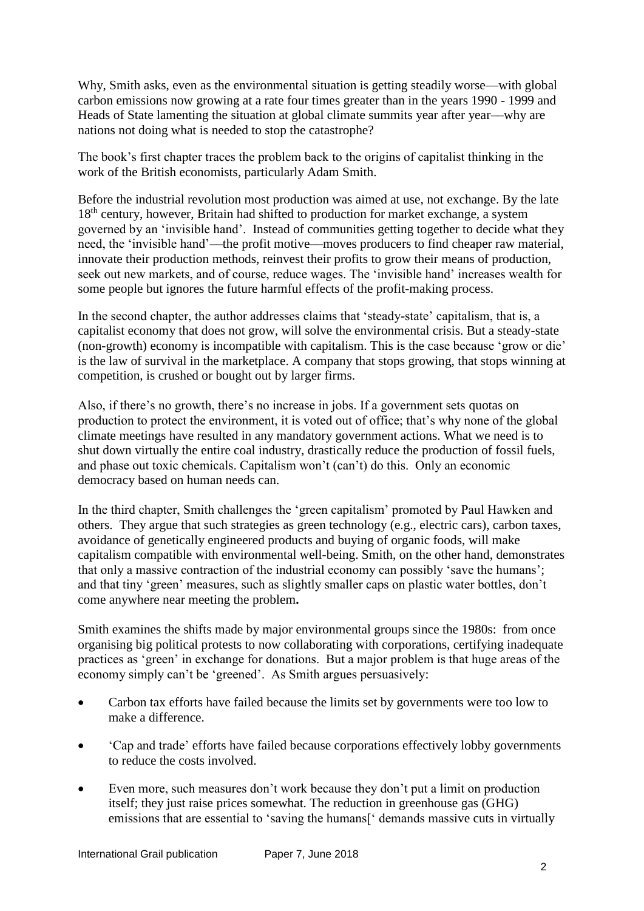Why, Smith asks, even as the environmental situation is getting steadily worse—with global carbon emissions now growing at a rate four times greater than in the years 1990 - 1999 and Heads of State lamenting the situation at global climate summits year after year—why are nations not doing what is needed to stop the catastrophe?

The book's first chapter traces the problem back to the origins of capitalist thinking in the work of the British economists, particularly Adam Smith.

Before the industrial revolution most production was aimed at use, not exchange. By the late 18th century, however, Britain had shifted to production for market exchange, a system governed by an 'invisible hand'. Instead of communities getting together to decide what they need, the 'invisible hand'—the profit motive—moves producers to find cheaper raw material, innovate their production methods, reinvest their profits to grow their means of production, seek out new markets, and of course, reduce wages. The 'invisible hand' increases wealth for some people but ignores the future harmful effects of the profit-making process.

In the second chapter, the author addresses claims that 'steady-state' capitalism, that is, a capitalist economy that does not grow, will solve the environmental crisis. But a steady-state (non-growth) economy is incompatible with capitalism. This is the case because 'grow or die' is the law of survival in the marketplace. A company that stops growing, that stops winning at competition, is crushed or bought out by larger firms.

Also, if there's no growth, there's no increase in jobs. If a government sets quotas on production to protect the environment, it is voted out of office; that's why none of the global climate meetings have resulted in any mandatory government actions. What we need is to shut down virtually the entire coal industry, drastically reduce the production of fossil fuels, and phase out toxic chemicals. Capitalism won't (can't) do this. Only an economic democracy based on human needs can.

In the third chapter, Smith challenges the 'green capitalism' promoted by Paul Hawken and others. They argue that such strategies as green technology (e.g., electric cars), carbon taxes, avoidance of genetically engineered products and buying of organic foods, will make capitalism compatible with environmental well-being. Smith, on the other hand, demonstrates that only a massive contraction of the industrial economy can possibly 'save the humans'; and that tiny 'green' measures, such as slightly smaller caps on plastic water bottles, don't come anywhere near meeting the problem**.**

Smith examines the shifts made by major environmental groups since the 1980s: from once organising big political protests to now collaborating with corporations, certifying inadequate practices as 'green' in exchange for donations. But a major problem is that huge areas of the economy simply can't be 'greened'. As Smith argues persuasively:

- Carbon tax efforts have failed because the limits set by governments were too low to make a difference.
- 'Cap and trade' efforts have failed because corporations effectively lobby governments to reduce the costs involved.
- Even more, such measures don't work because they don't put a limit on production itself; they just raise prices somewhat. The reduction in greenhouse gas (GHG) emissions that are essential to 'saving the humans[' demands massive cuts in virtually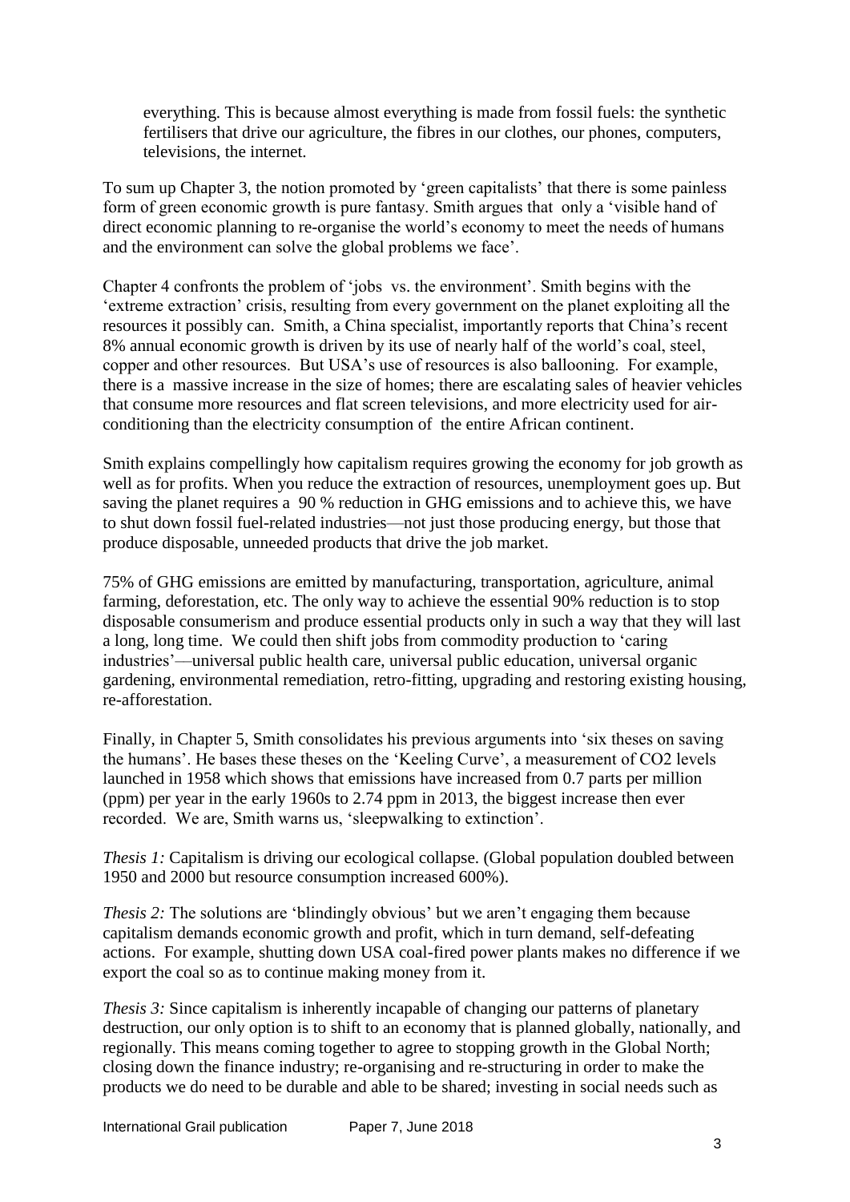everything. This is because almost everything is made from fossil fuels: the synthetic fertilisers that drive our agriculture, the fibres in our clothes, our phones, computers, televisions, the internet.

To sum up Chapter 3, the notion promoted by 'green capitalists' that there is some painless form of green economic growth is pure fantasy. Smith argues that only a 'visible hand of direct economic planning to re-organise the world's economy to meet the needs of humans and the environment can solve the global problems we face'.

Chapter 4 confronts the problem of 'jobs vs. the environment'. Smith begins with the 'extreme extraction' crisis, resulting from every government on the planet exploiting all the resources it possibly can. Smith, a China specialist, importantly reports that China's recent 8% annual economic growth is driven by its use of nearly half of the world's coal, steel, copper and other resources. But USA's use of resources is also ballooning. For example, there is a massive increase in the size of homes; there are escalating sales of heavier vehicles that consume more resources and flat screen televisions, and more electricity used for air-conditioning than the electricity consumption of the entire African continent.

Smith explains compellingly how capitalism requires growing the economy for job growth as well as for profits. When you reduce the extraction of resources, unemployment goes up. But saving the planet requires a 90 % reduction in GHG emissions and to achieve this, we have to shut down fossil fuel-related industries—not just those producing energy, but those that produce disposable, unneeded products that drive the job market.

75% of GHG emissions are emitted by manufacturing, transportation, agriculture, animal farming, deforestation, etc. The only way to achieve the essential 90% reduction is to stop disposable consumerism and produce essential products only in such a way that they will last a long, long time. We could then shift jobs from commodity production to 'caring industries'—universal public health care, universal public education, universal organic gardening, environmental remediation, retro-fitting, upgrading and restoring existing housing, re-afforestation.

Finally, in Chapter 5, Smith consolidates his previous arguments into 'six theses on saving the humans'. He bases these theses on the 'Keeling Curve', a measurement of $CO_2$ levels launched in 1958 which shows that emissions have increased from 0.7 parts per million (ppm) per year in the early 1960s to 2.74 ppm in 2013, the biggest increase then ever recorded. We are, Smith warns us, 'sleepwalking to extinction'.

*Thesis 1:* Capitalism is driving our ecological collapse. (Global population doubled between 1950 and 2000 but resource consumption increased 600%).

*Thesis 2:* The solutions are 'blindingly obvious' but we aren't engaging them because capitalism demands economic growth and profit, which in turn demand, self-defeating actions. For example, shutting down USA coal-fired power plants makes no difference if we export the coal so as to continue making money from it.

*Thesis 3:* Since capitalism is inherently incapable of changing our patterns of planetary destruction, our only option is to shift to an economy that is planned globally, nationally, and regionally. This means coming together to agree to stopping growth in the Global North; closing down the finance industry; re-organising and re-structuring in order to make the products we do need to be durable and able to be shared; investing in social needs such as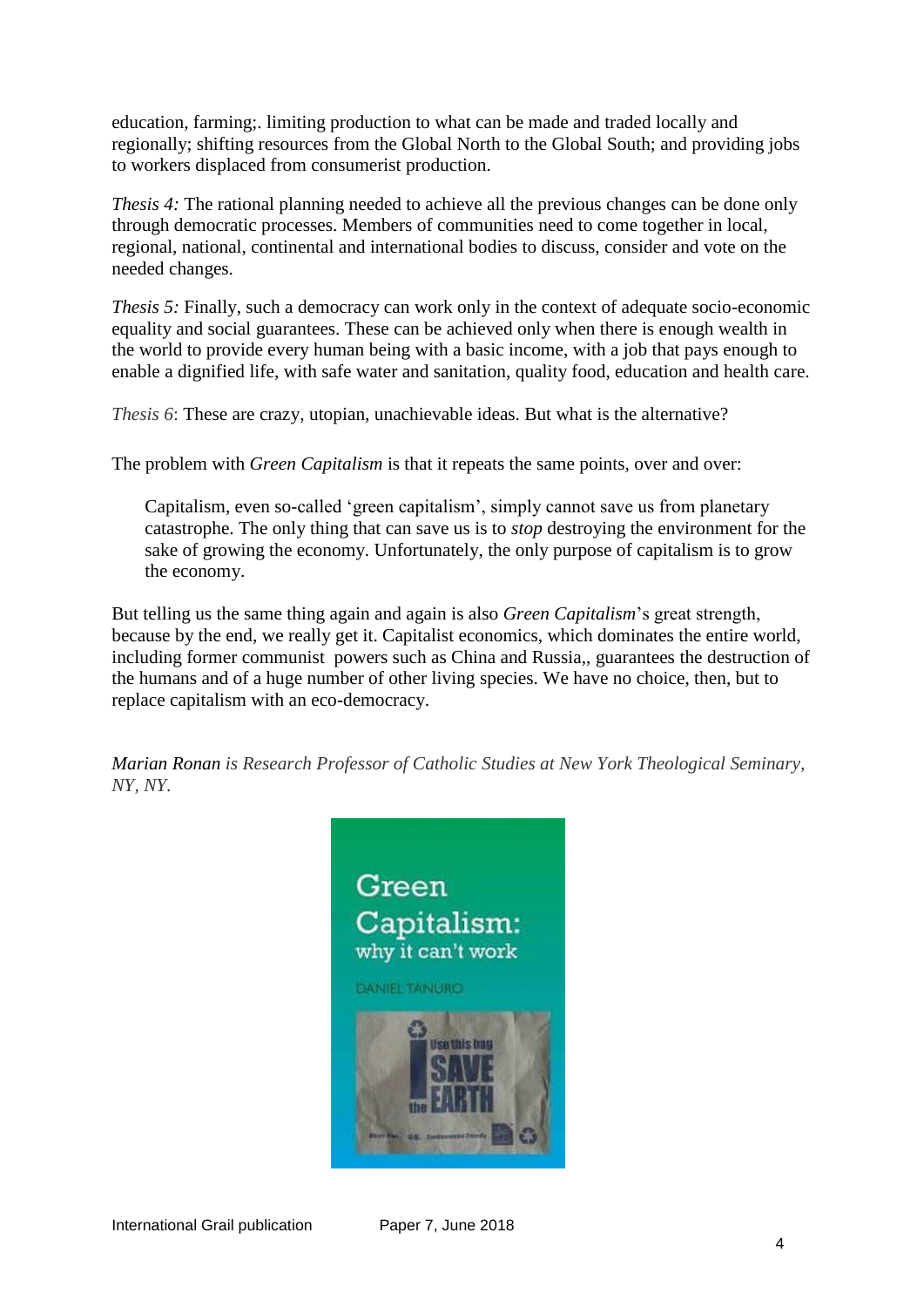education, farming;. limiting production to what can be made and traded locally and regionally; shifting resources from the Global North to the Global South; and providing jobs to workers displaced from consumerist production.

*Thesis 4:* The rational planning needed to achieve all the previous changes can be done only through democratic processes. Members of communities need to come together in local, regional, national, continental and international bodies to discuss, consider and vote on the needed changes.

*Thesis 5:* Finally, such a democracy can work only in the context of adequate socio-economic equality and social guarantees. These can be achieved only when there is enough wealth in the world to provide every human being with a basic income, with a job that pays enough to enable a dignified life, with safe water and sanitation, quality food, education and health care.

*Thesis 6*: These are crazy, utopian, unachievable ideas. But what is the alternative?

The problem with *Green Capitalism* is that it repeats the same points, over and over:

> Capitalism, even so-called 'green capitalism', simply cannot save us from planetary catastrophe. The only thing that can save us is to *stop* destroying the environment for the sake of growing the economy. Unfortunately, the only purpose of capitalism is to grow the economy.

But telling us the same thing again and again is also *Green Capitalism*'s great strength, because by the end, we really get it. Capitalist economics, which dominates the entire world, including former communist powers such as China and Russia,, guarantees the destruction of the humans and of a huge number of other living species. We have no choice, then, but to replace capitalism with an eco-democracy.

*Marian Ronan is Research Professor of Catholic Studies at New York Theological Seminary, NY, NY.*

Green Capitalism: why it can't work

DANIEL TANURO

Use this bag SAVE the EARTH